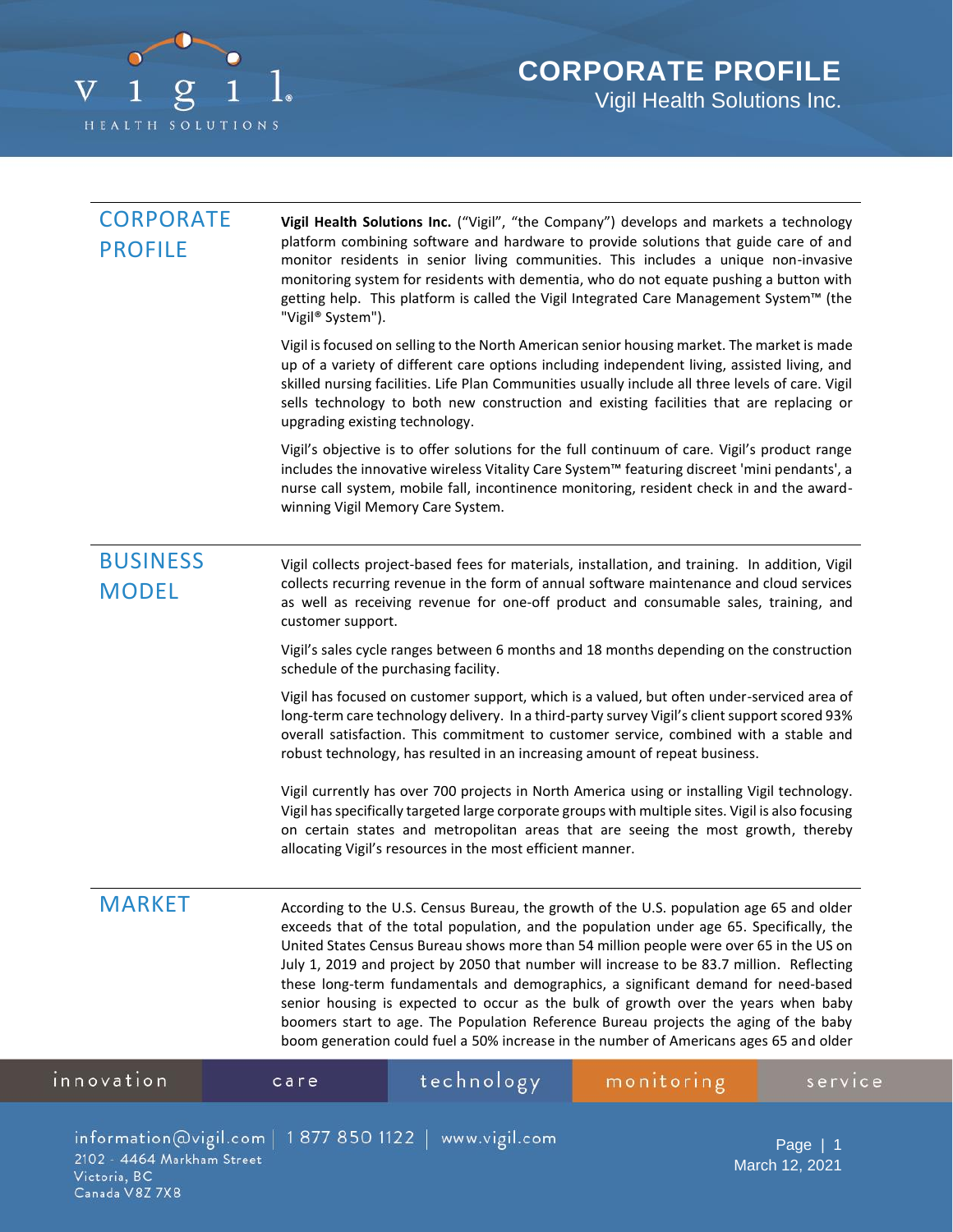# CORPORATE PROFILE

Vigil Health Solutions Inc.

## CORPORATE PROFILE

**Vigil Health Solutions Inc.** ("Vigil", "the Company") develops and markets a technology platform combining software and hardware to provide solutions that guide care of and monitor residents in senior living communities. This includes a unique non-invasive monitoring system for residents with dementia, who do not equate pushing a button with getting help. This platform is called the Vigil Integrated Care Management System™ (the "Vigil® System").

Vigil is focused on selling to the North American senior housing market. The market is made up of a variety of different care options including independent living, assisted living, and skilled nursing facilities. Life Plan Communities usually include all three levels of care. Vigil sells technology to both new construction and existing facilities that are replacing or upgrading existing technology.

Vigil's objective is to offer solutions for the full continuum of care. Vigil's product range includes the innovative wireless Vitality Care System™ featuring discreet 'mini pendants', a nurse call system, mobile fall, incontinence monitoring, resident check in and the award-winning Vigil Memory Care System.

## BUSINESS MODEL

Vigil collects project-based fees for materials, installation, and training. In addition, Vigil collects recurring revenue in the form of annual software maintenance and cloud services as well as receiving revenue for one-off product and consumable sales, training, and customer support.

Vigil's sales cycle ranges between 6 months and 18 months depending on the construction schedule of the purchasing facility.

Vigil has focused on customer support, which is a valued, but often under-serviced area of long-term care technology delivery. In a third-party survey Vigil's client support scored 93% overall satisfaction. This commitment to customer service, combined with a stable and robust technology, has resulted in an increasing amount of repeat business.

Vigil currently has over 700 projects in North America using or installing Vigil technology. Vigil has specifically targeted large corporate groups with multiple sites. Vigil is also focusing on certain states and metropolitan areas that are seeing the most growth, thereby allocating Vigil's resources in the most efficient manner.

## MARKET

According to the U.S. Census Bureau, the growth of the U.S. population age 65 and older exceeds that of the total population, and the population under age 65. Specifically, the United States Census Bureau shows more than 54 million people were over 65 in the US on July 1, 2019 and project by 2050 that number will increase to be 83.7 million. Reflecting these long-term fundamentals and demographics, a significant demand for need-based senior housing is expected to occur as the bulk of growth over the years when baby boomers start to age. The Population Reference Bureau projects the aging of the baby boom generation could fuel a 50% increase in the number of Americans ages 65 and older

innovation | care | technology | monitoring | service

information@vigil.com | 1 877 850 1122 | www.vigil.com

2102 - 4464 Markham Street
Victoria, BC
Canada V8Z 7X8

March 12, 2021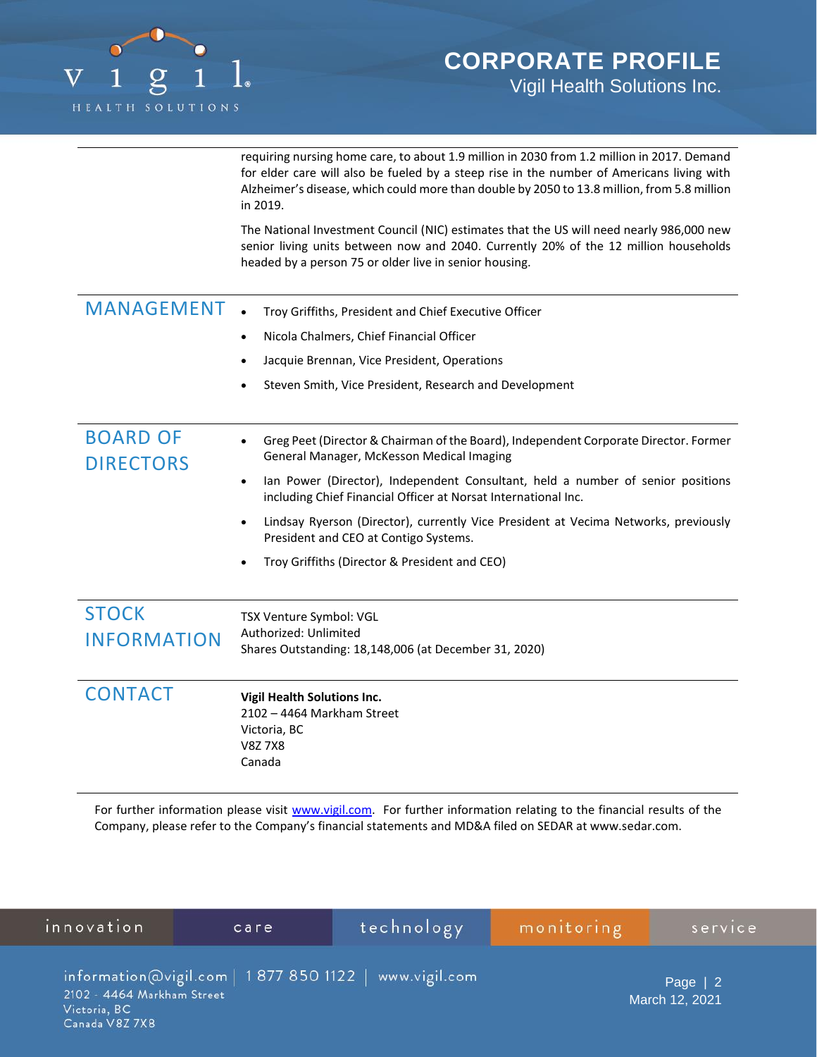requiring nursing home care, to about 1.9 million in 2030 from 1.2 million in 2017. Demand for elder care will also be fueled by a steep rise in the number of Americans living with Alzheimer's disease, which could more than double by 2050 to 13.8 million, from 5.8 million in 2019.

The National Investment Council (NIC) estimates that the US will need nearly 986,000 new senior living units between now and 2040. Currently 20% of the 12 million households headed by a person 75 or older live in senior housing.

## MANAGEMENT

- Troy Griffiths, President and Chief Executive Officer
- Nicola Chalmers, Chief Financial Officer
- Jacquie Brennan, Vice President, Operations
- Steven Smith, Vice President, Research and Development

## BOARD OF DIRECTORS

- Greg Peet (Director & Chairman of the Board), Independent Corporate Director. Former General Manager, McKesson Medical Imaging
- Ian Power (Director), Independent Consultant, held a number of senior positions including Chief Financial Officer at Norsat International Inc.
- Lindsay Ryerson (Director), currently Vice President at Vecima Networks, previously President and CEO at Contigo Systems.
- Troy Griffiths (Director & President and CEO)

## STOCK INFORMATION

TSX Venture Symbol: VGL
Authorized: Unlimited
Shares Outstanding: 18,148,006 (at December 31, 2020)

## CONTACT

**Vigil Health Solutions Inc.**
2102 – 4464 Markham Street
Victoria, BC
V8Z 7X8
Canada

For further information please visit www.vigil.com. For further information relating to the financial results of the Company, please refer to the Company's financial statements and MD&A filed on SEDAR at www.sedar.com.